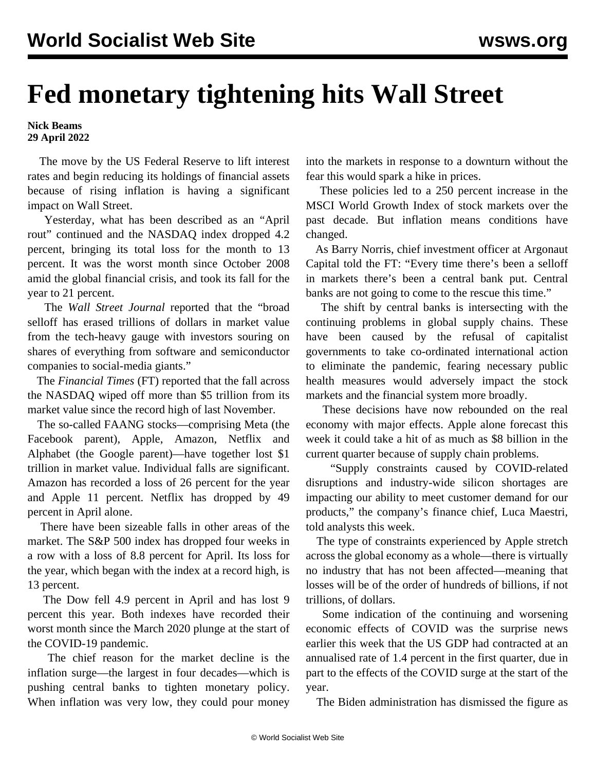# Fed monetary tightening hits Wall Street

**Nick Beams**
**29 April 2022**

The move by the US Federal Reserve to lift interest rates and begin reducing its holdings of financial assets because of rising inflation is having a significant impact on Wall Street.

Yesterday, what has been described as an "April rout" continued and the NASDAQ index dropped 4.2 percent, bringing its total loss for the month to 13 percent. It was the worst month since October 2008 amid the global financial crisis, and took its fall for the year to 21 percent.

The *Wall Street Journal* reported that the "broad selloff has erased trillions of dollars in market value from the tech-heavy gauge with investors souring on shares of everything from software and semiconductor companies to social-media giants."

The *Financial Times* (FT) reported that the fall across the NASDAQ wiped off more than $5 trillion from its market value since the record high of last November.

The so-called FAANG stocks—comprising Meta (the Facebook parent), Apple, Amazon, Netflix and Alphabet (the Google parent)—have together lost $1 trillion in market value. Individual falls are significant. Amazon has recorded a loss of 26 percent for the year and Apple 11 percent. Netflix has dropped by 49 percent in April alone.

There have been sizeable falls in other areas of the market. The S&P 500 index has dropped four weeks in a row with a loss of 8.8 percent for April. Its loss for the year, which began with the index at a record high, is 13 percent.

The Dow fell 4.9 percent in April and has lost 9 percent this year. Both indexes have recorded their worst month since the March 2020 plunge at the start of the COVID-19 pandemic.

The chief reason for the market decline is the inflation surge—the largest in four decades—which is pushing central banks to tighten monetary policy. When inflation was very low, they could pour money into the markets in response to a downturn without the fear this would spark a hike in prices.

These policies led to a 250 percent increase in the MSCI World Growth Index of stock markets over the past decade. But inflation means conditions have changed.

As Barry Norris, chief investment officer at Argonaut Capital told the FT: "Every time there's been a selloff in markets there's been a central bank put. Central banks are not going to come to the rescue this time."

The shift by central banks is intersecting with the continuing problems in global supply chains. These have been caused by the refusal of capitalist governments to take co-ordinated international action to eliminate the pandemic, fearing necessary public health measures would adversely impact the stock markets and the financial system more broadly.

These decisions have now rebounded on the real economy with major effects. Apple alone forecast this week it could take a hit of as much as $8 billion in the current quarter because of supply chain problems.

"Supply constraints caused by COVID-related disruptions and industry-wide silicon shortages are impacting our ability to meet customer demand for our products," the company's finance chief, Luca Maestri, told analysts this week.

The type of constraints experienced by Apple stretch across the global economy as a whole—there is virtually no industry that has not been affected—meaning that losses will be of the order of hundreds of billions, if not trillions, of dollars.

Some indication of the continuing and worsening economic effects of COVID was the surprise news earlier this week that the US GDP had contracted at an annualised rate of 1.4 percent in the first quarter, due in part to the effects of the COVID surge at the start of the year.

The Biden administration has dismissed the figure as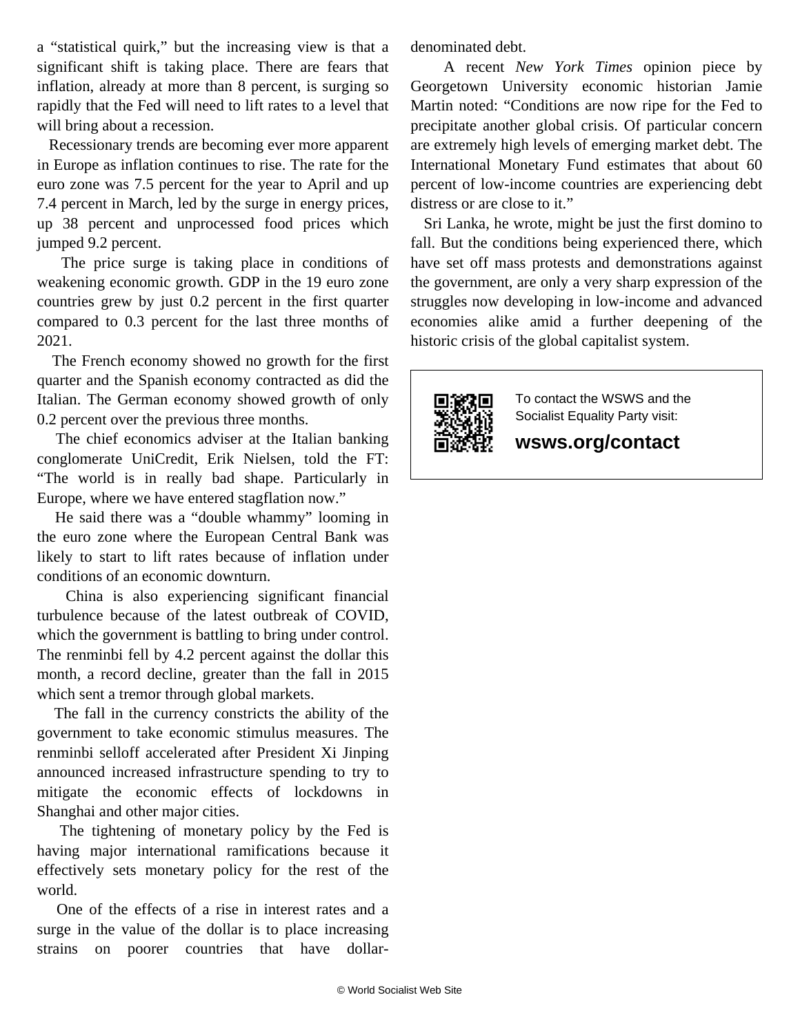a "statistical quirk," but the increasing view is that a significant shift is taking place. There are fears that inflation, already at more than 8 percent, is surging so rapidly that the Fed will need to lift rates to a level that will bring about a recession.

Recessionary trends are becoming ever more apparent in Europe as inflation continues to rise. The rate for the euro zone was 7.5 percent for the year to April and up 7.4 percent in March, led by the surge in energy prices, up 38 percent and unprocessed food prices which jumped 9.2 percent.

The price surge is taking place in conditions of weakening economic growth. GDP in the 19 euro zone countries grew by just 0.2 percent in the first quarter compared to 0.3 percent for the last three months of 2021.

The French economy showed no growth for the first quarter and the Spanish economy contracted as did the Italian. The German economy showed growth of only 0.2 percent over the previous three months.

The chief economics adviser at the Italian banking conglomerate UniCredit, Erik Nielsen, told the FT: "The world is in really bad shape. Particularly in Europe, where we have entered stagflation now."

He said there was a "double whammy" looming in the euro zone where the European Central Bank was likely to start to lift rates because of inflation under conditions of an economic downturn.

China is also experiencing significant financial turbulence because of the latest outbreak of COVID, which the government is battling to bring under control. The renminbi fell by 4.2 percent against the dollar this month, a record decline, greater than the fall in 2015 which sent a tremor through global markets.

The fall in the currency constricts the ability of the government to take economic stimulus measures. The renminbi selloff accelerated after President Xi Jinping announced increased infrastructure spending to try to mitigate the economic effects of lockdowns in Shanghai and other major cities.

The tightening of monetary policy by the Fed is having major international ramifications because it effectively sets monetary policy for the rest of the world.

One of the effects of a rise in interest rates and a surge in the value of the dollar is to place increasing strains on poorer countries that have dollar-denominated debt.

A recent *New York Times* opinion piece by Georgetown University economic historian Jamie Martin noted: "Conditions are now ripe for the Fed to precipitate another global crisis. Of particular concern are extremely high levels of emerging market debt. The International Monetary Fund estimates that about 60 percent of low-income countries are experiencing debt distress or are close to it."

Sri Lanka, he wrote, might be just the first domino to fall. But the conditions being experienced there, which have set off mass protests and demonstrations against the government, are only a very sharp expression of the struggles now developing in low-income and advanced economies alike amid a further deepening of the historic crisis of the global capitalist system.

To contact the WSWS and the Socialist Equality Party visit:

**wsws.org/contact**